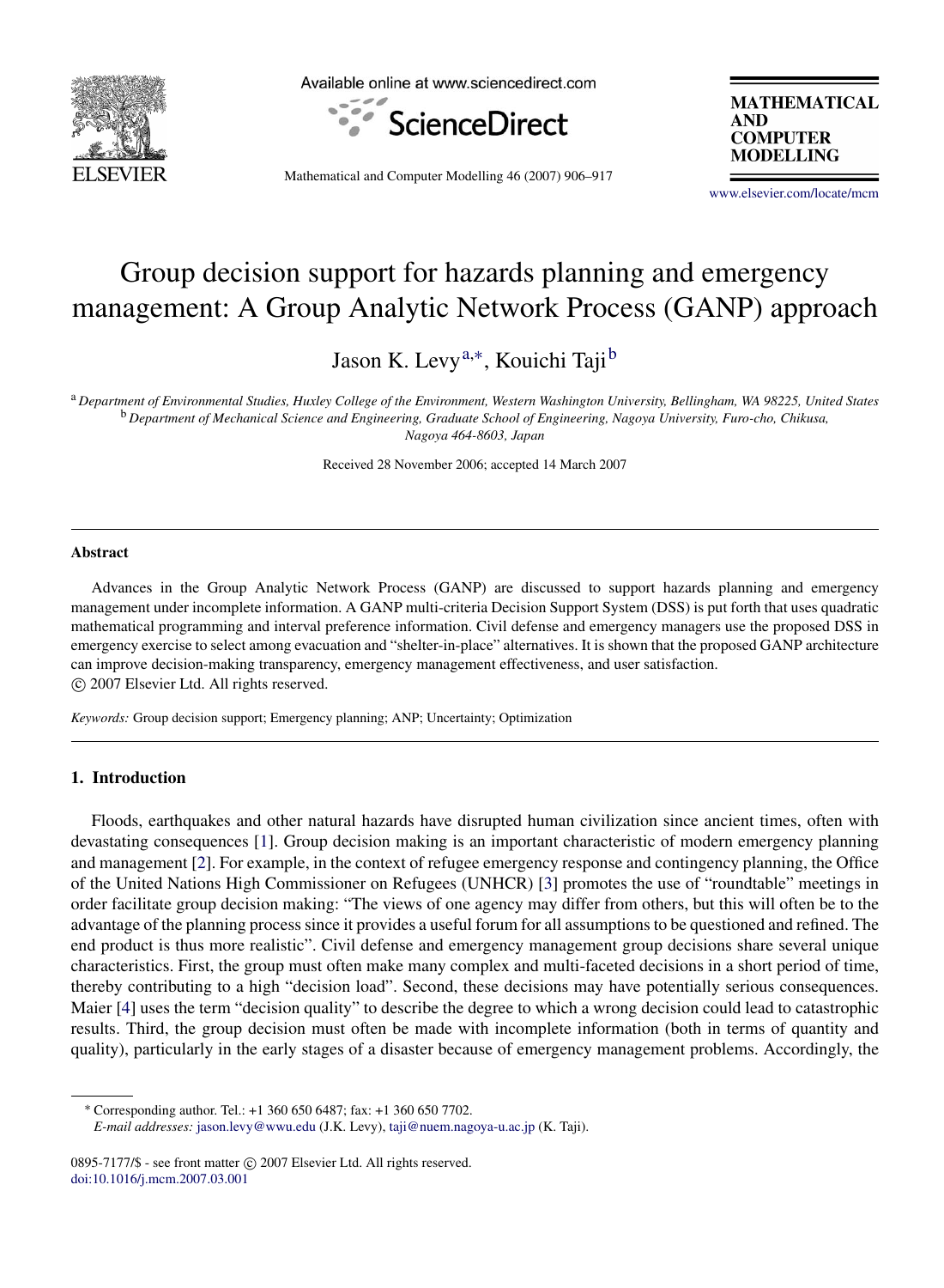# Group decision support for hazards planning and emergency management: A Group Analytic Network Process (GANP) approach

Jason K. Levy[a,*], Kouichi Taji[b]

[a] *Department of Environmental Studies, Huxley College of the Environment, Western Washington University, Bellingham, WA 98225, United States*
[b] *Department of Mechanical Science and Engineering, Graduate School of Engineering, Nagoya University, Furo-cho, Chikusa, Nagoya 464-8603, Japan*

Received 28 November 2006; accepted 14 March 2007

## Abstract

Advances in the Group Analytic Network Process (GANP) are discussed to support hazards planning and emergency management under incomplete information. A GANP multi-criteria Decision Support System (DSS) is put forth that uses quadratic mathematical programming and interval preference information. Civil defense and emergency managers use the proposed DSS in emergency exercise to select among evacuation and "shelter-in-place" alternatives. It is shown that the proposed GANP architecture can improve decision-making transparency, emergency management effectiveness, and user satisfaction.
© 2007 Elsevier Ltd. All rights reserved.

*Keywords:* Group decision support; Emergency planning; ANP; Uncertainty; Optimization

## 1. Introduction

Floods, earthquakes and other natural hazards have disrupted human civilization since ancient times, often with devastating consequences [1]. Group decision making is an important characteristic of modern emergency planning and management [2]. For example, in the context of refugee emergency response and contingency planning, the Office of the United Nations High Commissioner on Refugees (UNHCR) [3] promotes the use of "roundtable" meetings in order facilitate group decision making: "The views of one agency may differ from others, but this will often be to the advantage of the planning process since it provides a useful forum for all assumptions to be questioned and refined. The end product is thus more realistic". Civil defense and emergency management group decisions share several unique characteristics. First, the group must often make many complex and multi-faceted decisions in a short period of time, thereby contributing to a high "decision load". Second, these decisions may have potentially serious consequences. Maier [4] uses the term "decision quality" to describe the degree to which a wrong decision could lead to catastrophic results. Third, the group decision must often be made with incomplete information (both in terms of quantity and quality), particularly in the early stages of a disaster because of emergency management problems. Accordingly, the

* Corresponding author. Tel.: +1 360 650 6487; fax: +1 360 650 7702.
*E-mail addresses:* jason.levy@wwu.edu (J.K. Levy), taji@nuem.nagoya-u.ac.jp (K. Taji).

0895-7177/$ - see front matter © 2007 Elsevier Ltd. All rights reserved.
doi:10.1016/j.mcm.2007.03.001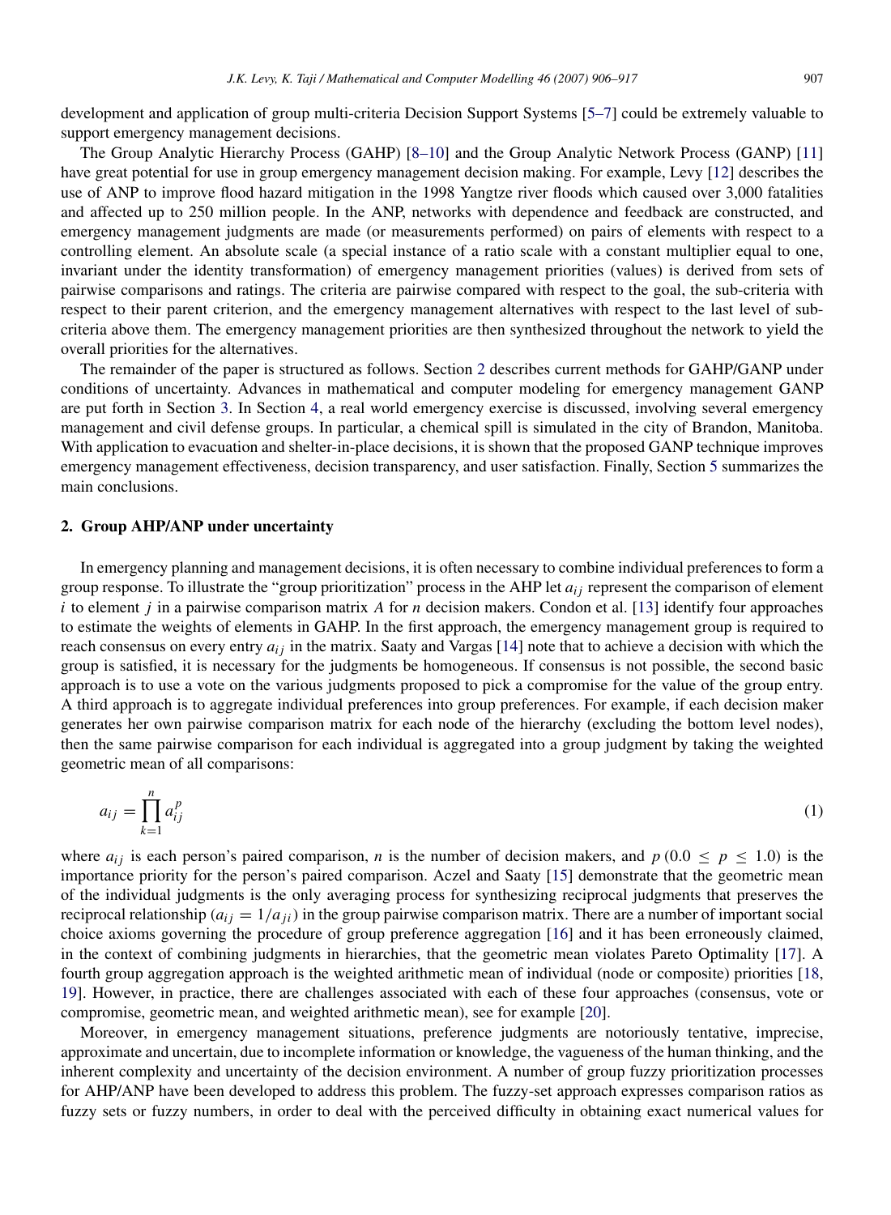development and application of group multi-criteria Decision Support Systems [5–7] could be extremely valuable to support emergency management decisions.

The Group Analytic Hierarchy Process (GAHP) [8–10] and the Group Analytic Network Process (GANP) [11] have great potential for use in group emergency management decision making. For example, Levy [12] describes the use of ANP to improve flood hazard mitigation in the 1998 Yangtze river floods which caused over 3,000 fatalities and affected up to 250 million people. In the ANP, networks with dependence and feedback are constructed, and emergency management judgments are made (or measurements performed) on pairs of elements with respect to a controlling element. An absolute scale (a special instance of a ratio scale with a constant multiplier equal to one, invariant under the identity transformation) of emergency management priorities (values) is derived from sets of pairwise comparisons and ratings. The criteria are pairwise compared with respect to the goal, the sub-criteria with respect to their parent criterion, and the emergency management alternatives with respect to the last level of sub-criteria above them. The emergency management priorities are then synthesized throughout the network to yield the overall priorities for the alternatives.

The remainder of the paper is structured as follows. Section 2 describes current methods for GAHP/GANP under conditions of uncertainty. Advances in mathematical and computer modeling for emergency management GANP are put forth in Section 3. In Section 4, a real world emergency exercise is discussed, involving several emergency management and civil defense groups. In particular, a chemical spill is simulated in the city of Brandon, Manitoba. With application to evacuation and shelter-in-place decisions, it is shown that the proposed GANP technique improves emergency management effectiveness, decision transparency, and user satisfaction. Finally, Section 5 summarizes the main conclusions.

## 2. Group AHP/ANP under uncertainty

In emergency planning and management decisions, it is often necessary to combine individual preferences to form a group response. To illustrate the "group prioritization" process in the AHP let $a_{ij}$ represent the comparison of element $i$ to element $j$ in a pairwise comparison matrix $A$ for $n$ decision makers. Condon et al. [13] identify four approaches to estimate the weights of elements in GAHP. In the first approach, the emergency management group is required to reach consensus on every entry $a_{ij}$ in the matrix. Saaty and Vargas [14] note that to achieve a decision with which the group is satisfied, it is necessary for the judgments be homogeneous. If consensus is not possible, the second basic approach is to use a vote on the various judgments proposed to pick a compromise for the value of the group entry. A third approach is to aggregate individual preferences into group preferences. For example, if each decision maker generates her own pairwise comparison matrix for each node of the hierarchy (excluding the bottom level nodes), then the same pairwise comparison for each individual is aggregated into a group judgment by taking the weighted geometric mean of all comparisons:

$$a_{ij} = \prod_{k=1}^{n} a_{ij}^{p} \tag{1}$$

where $a_{ij}$ is each person's paired comparison, $n$ is the number of decision makers, and $p\,(0.0 \leq p \leq 1.0)$ is the importance priority for the person's paired comparison. Aczel and Saaty [15] demonstrate that the geometric mean of the individual judgments is the only averaging process for synthesizing reciprocal judgments that preserves the reciprocal relationship ($a_{ij} = 1/a_{ji}$) in the group pairwise comparison matrix. There are a number of important social choice axioms governing the procedure of group preference aggregation [16] and it has been erroneously claimed, in the context of combining judgments in hierarchies, that the geometric mean violates Pareto Optimality [17]. A fourth group aggregation approach is the weighted arithmetic mean of individual (node or composite) priorities [18, 19]. However, in practice, there are challenges associated with each of these four approaches (consensus, vote or compromise, geometric mean, and weighted arithmetic mean), see for example [20].

Moreover, in emergency management situations, preference judgments are notoriously tentative, imprecise, approximate and uncertain, due to incomplete information or knowledge, the vagueness of the human thinking, and the inherent complexity and uncertainty of the decision environment. A number of group fuzzy prioritization processes for AHP/ANP have been developed to address this problem. The fuzzy-set approach expresses comparison ratios as fuzzy sets or fuzzy numbers, in order to deal with the perceived difficulty in obtaining exact numerical values for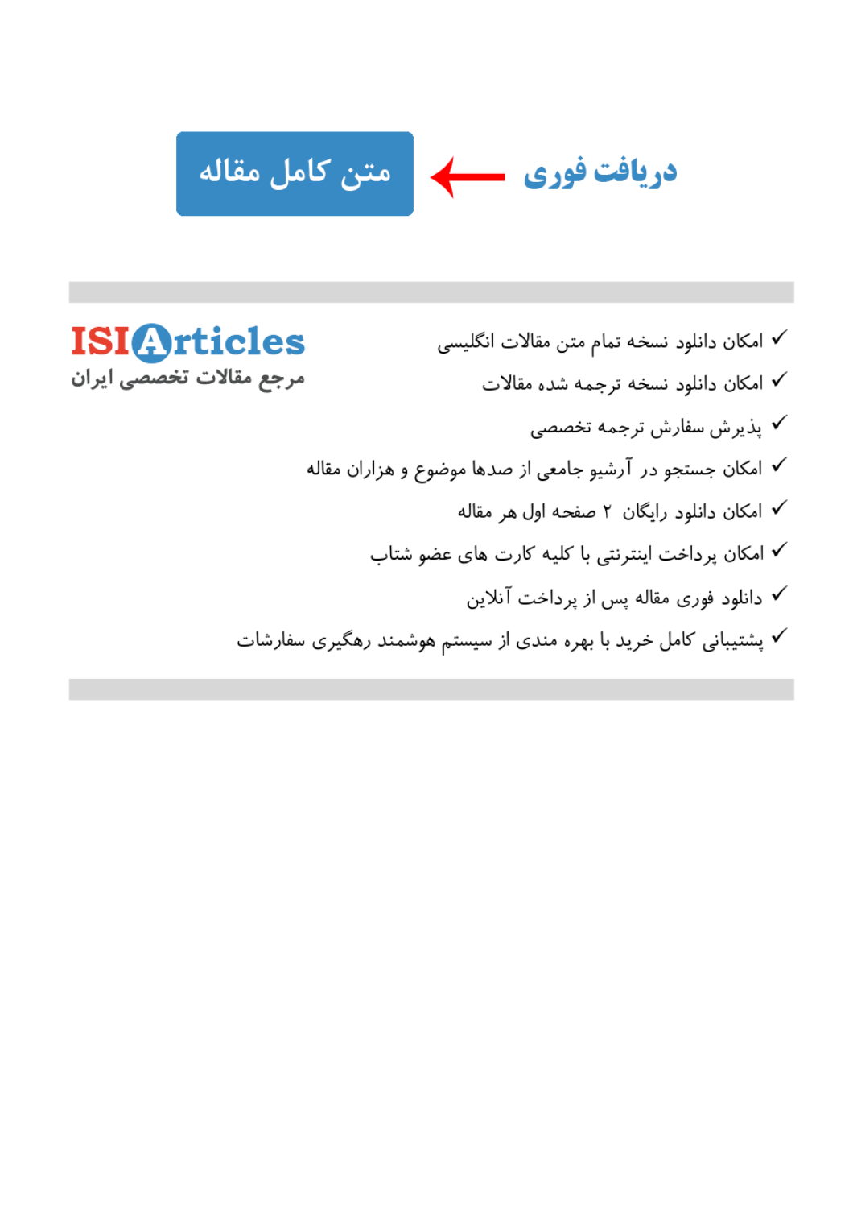متن کامل مقاله ← دریافت فوری

ISIArticles
مرجع مقالات تخصصی ایران

- ✓ امکان دانلود نسخه تمام متن مقالات انگلیسی
- ✓ امکان دانلود نسخه ترجمه شده مقالات
- ✓ پذیرش سفارش ترجمه تخصصی
- ✓ امکان جستجو در آرشیو جامعی از صدها موضوع و هزاران مقاله
- ✓ امکان دانلود رایگان ۲ صفحه اول هر مقاله
- ✓ امکان پرداخت اینترنتی با کلیه کارت های عضو شتاب
- ✓ دانلود فوری مقاله پس از پرداخت آنلاین
- ✓ پشتیبانی کامل خرید با بهره مندی از سیستم هوشمند رهگیری سفارشات